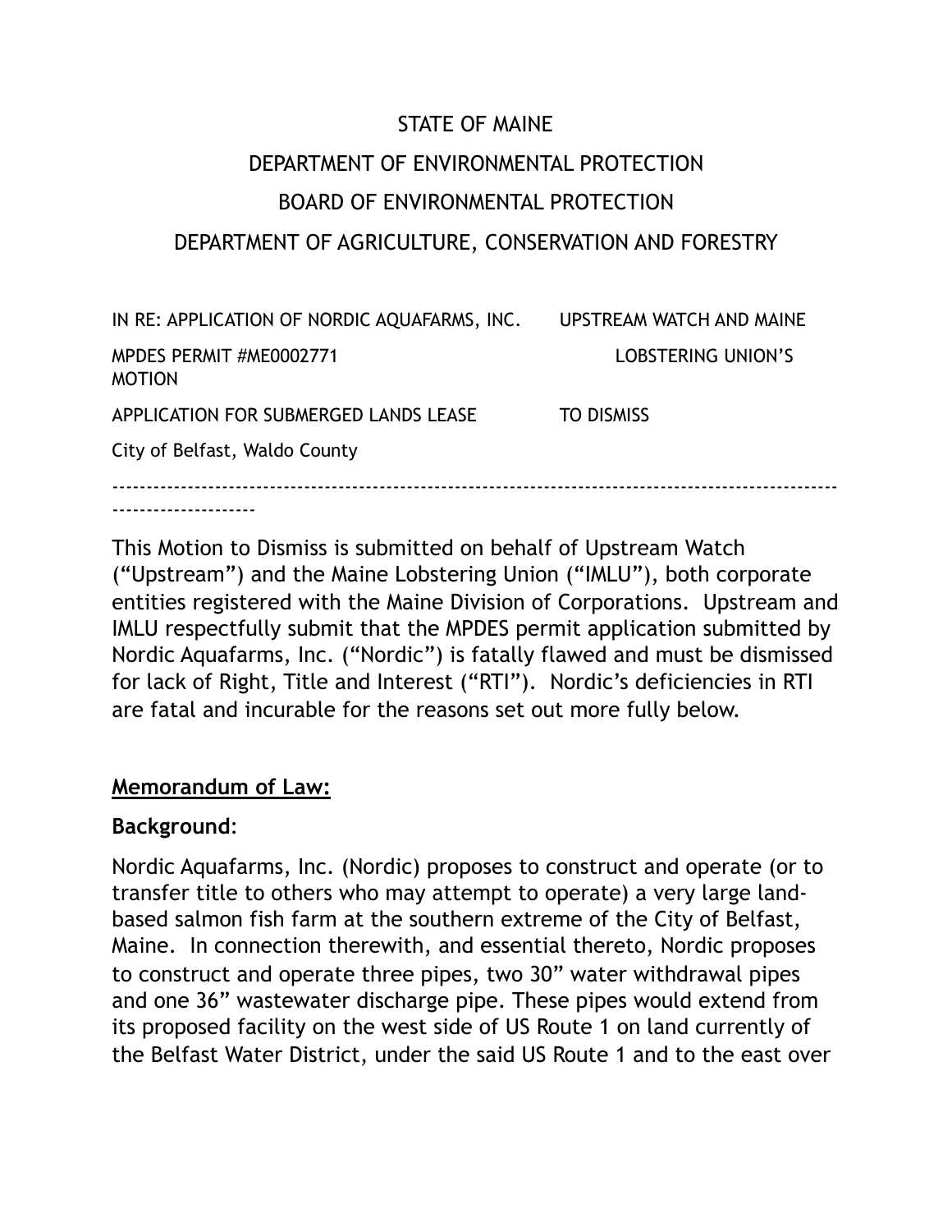STATE OF MAINE

DEPARTMENT OF ENVIRONMENTAL PROTECTION

BOARD OF ENVIRONMENTAL PROTECTION

DEPARTMENT OF AGRICULTURE, CONSERVATION AND FORESTRY

| | |
|---|---|
| IN RE: APPLICATION OF NORDIC AQUAFARMS, INC. | UPSTREAM WATCH AND MAINE |
| MPDES PERMIT #ME0002771 | LOBSTERING UNION'S MOTION |
| APPLICATION FOR SUBMERGED LANDS LEASE | TO DISMISS |
| City of Belfast, Waldo County | |

---

This Motion to Dismiss is submitted on behalf of Upstream Watch ("Upstream") and the Maine Lobstering Union ("IMLU"), both corporate entities registered with the Maine Division of Corporations. Upstream and IMLU respectfully submit that the MPDES permit application submitted by Nordic Aquafarms, Inc. ("Nordic") is fatally flawed and must be dismissed for lack of Right, Title and Interest ("RTI"). Nordic's deficiencies in RTI are fatal and incurable for the reasons set out more fully below.

## Memorandum of Law:

**Background**:

Nordic Aquafarms, Inc. (Nordic) proposes to construct and operate (or to transfer title to others who may attempt to operate) a very large land-based salmon fish farm at the southern extreme of the City of Belfast, Maine. In connection therewith, and essential thereto, Nordic proposes to construct and operate three pipes, two 30" water withdrawal pipes and one 36" wastewater discharge pipe. These pipes would extend from its proposed facility on the west side of US Route 1 on land currently of the Belfast Water District, under the said US Route 1 and to the east over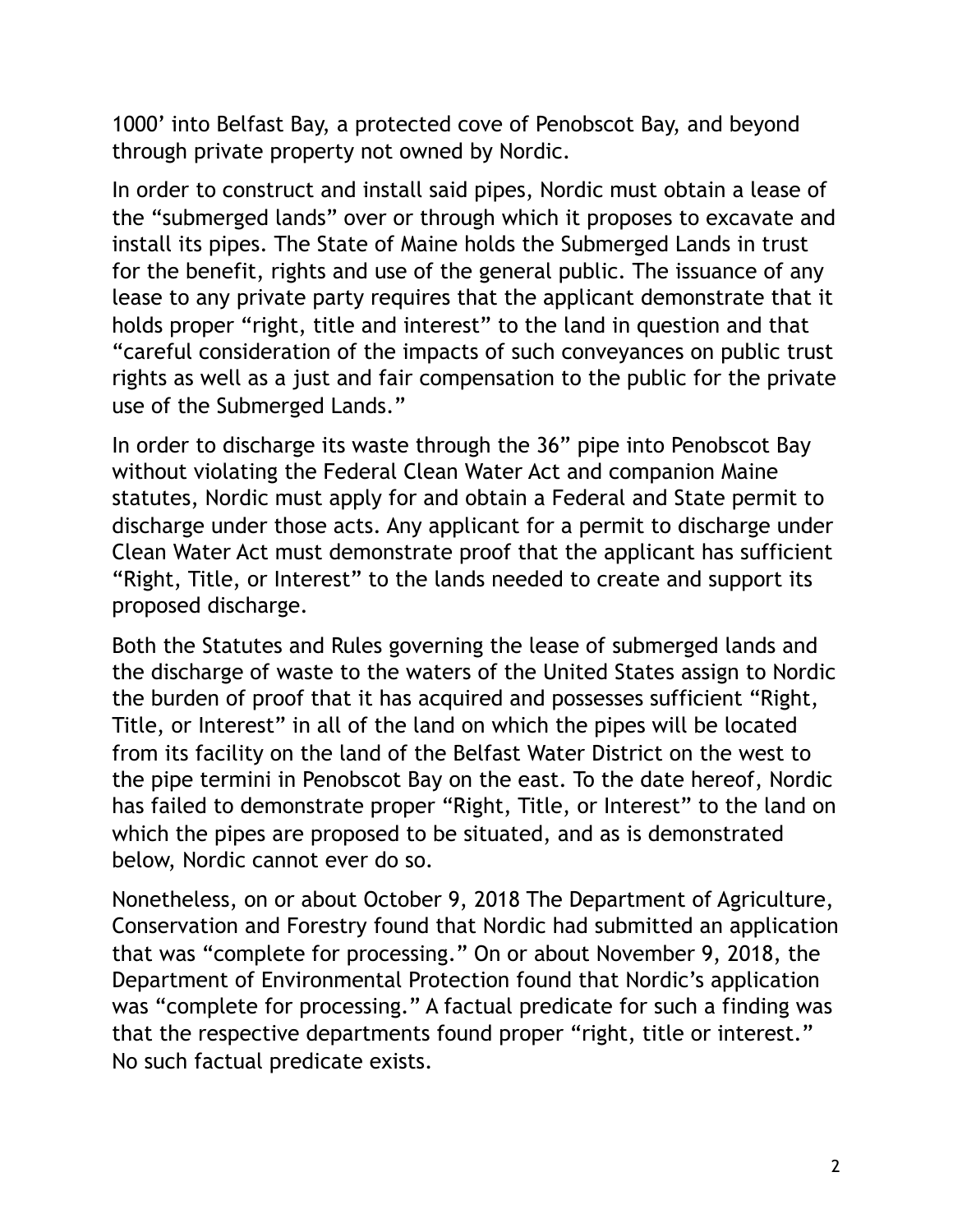1000’ into Belfast Bay, a protected cove of Penobscot Bay, and beyond through private property not owned by Nordic.

In order to construct and install said pipes, Nordic must obtain a lease of the “submerged lands” over or through which it proposes to excavate and install its pipes. The State of Maine holds the Submerged Lands in trust for the benefit, rights and use of the general public. The issuance of any lease to any private party requires that the applicant demonstrate that it holds proper “right, title and interest” to the land in question and that “careful consideration of the impacts of such conveyances on public trust rights as well as a just and fair compensation to the public for the private use of the Submerged Lands.”

In order to discharge its waste through the 36” pipe into Penobscot Bay without violating the Federal Clean Water Act and companion Maine statutes, Nordic must apply for and obtain a Federal and State permit to discharge under those acts. Any applicant for a permit to discharge under Clean Water Act must demonstrate proof that the applicant has sufficient “Right, Title, or Interest” to the lands needed to create and support its proposed discharge.

Both the Statutes and Rules governing the lease of submerged lands and the discharge of waste to the waters of the United States assign to Nordic the burden of proof that it has acquired and possesses sufficient “Right, Title, or Interest” in all of the land on which the pipes will be located from its facility on the land of the Belfast Water District on the west to the pipe termini in Penobscot Bay on the east. To the date hereof, Nordic has failed to demonstrate proper “Right, Title, or Interest” to the land on which the pipes are proposed to be situated, and as is demonstrated below, Nordic cannot ever do so.

Nonetheless, on or about October 9, 2018 The Department of Agriculture, Conservation and Forestry found that Nordic had submitted an application that was “complete for processing.” On or about November 9, 2018, the Department of Environmental Protection found that Nordic’s application was “complete for processing.” A factual predicate for such a finding was that the respective departments found proper “right, title or interest.” No such factual predicate exists.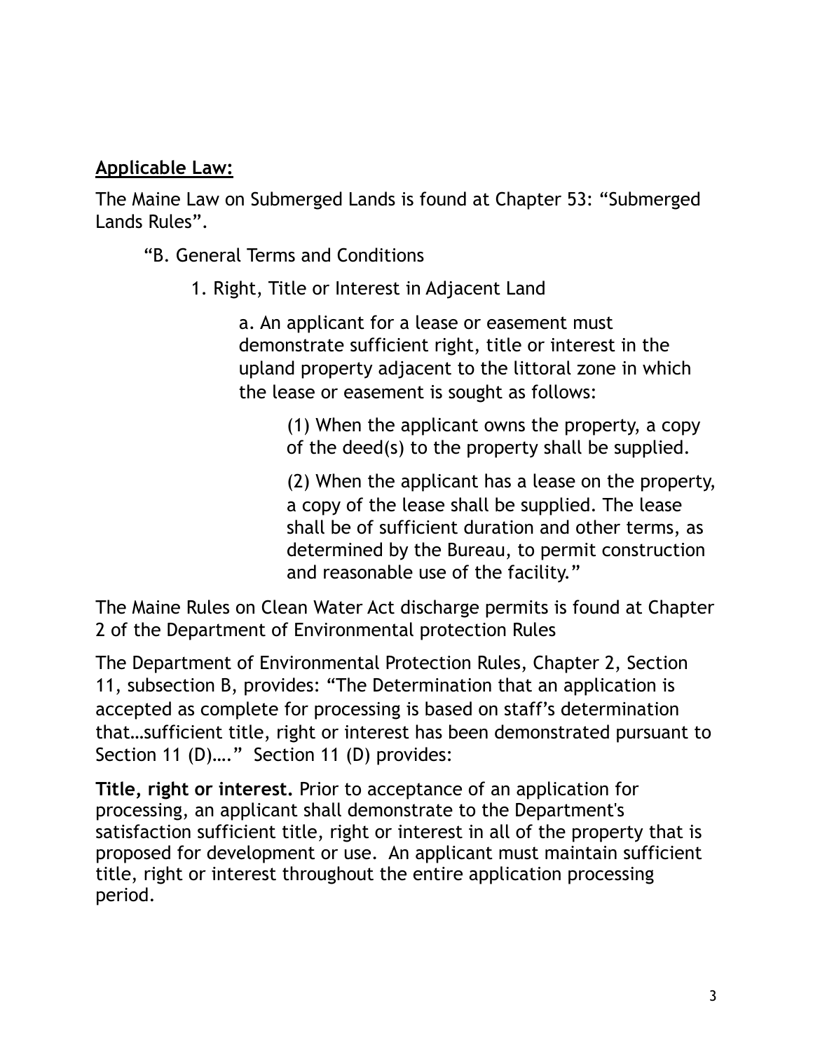**<u>Applicable Law:</u>**

The Maine Law on Submerged Lands is found at Chapter 53: "Submerged Lands Rules".

> "B. General Terms and Conditions
>
> > 1. Right, Title or Interest in Adjacent Land
> >
> > > a. An applicant for a lease or easement must demonstrate sufficient right, title or interest in the upland property adjacent to the littoral zone in which the lease or easement is sought as follows:
> > >
> > > > (1) When the applicant owns the property, a copy of the deed(s) to the property shall be supplied.
> > > >
> > > > (2) When the applicant has a lease on the property, a copy of the lease shall be supplied. The lease shall be of sufficient duration and other terms, as determined by the Bureau, to permit construction and reasonable use of the facility."

The Maine Rules on Clean Water Act discharge permits is found at Chapter 2 of the Department of Environmental protection Rules

The Department of Environmental Protection Rules, Chapter 2, Section 11, subsection B, provides: "The Determination that an application is accepted as complete for processing is based on staff's determination that…sufficient title, right or interest has been demonstrated pursuant to Section 11 (D)…." Section 11 (D) provides:

**Title, right or interest.** Prior to acceptance of an application for processing, an applicant shall demonstrate to the Department's satisfaction sufficient title, right or interest in all of the property that is proposed for development or use. An applicant must maintain sufficient title, right or interest throughout the entire application processing period.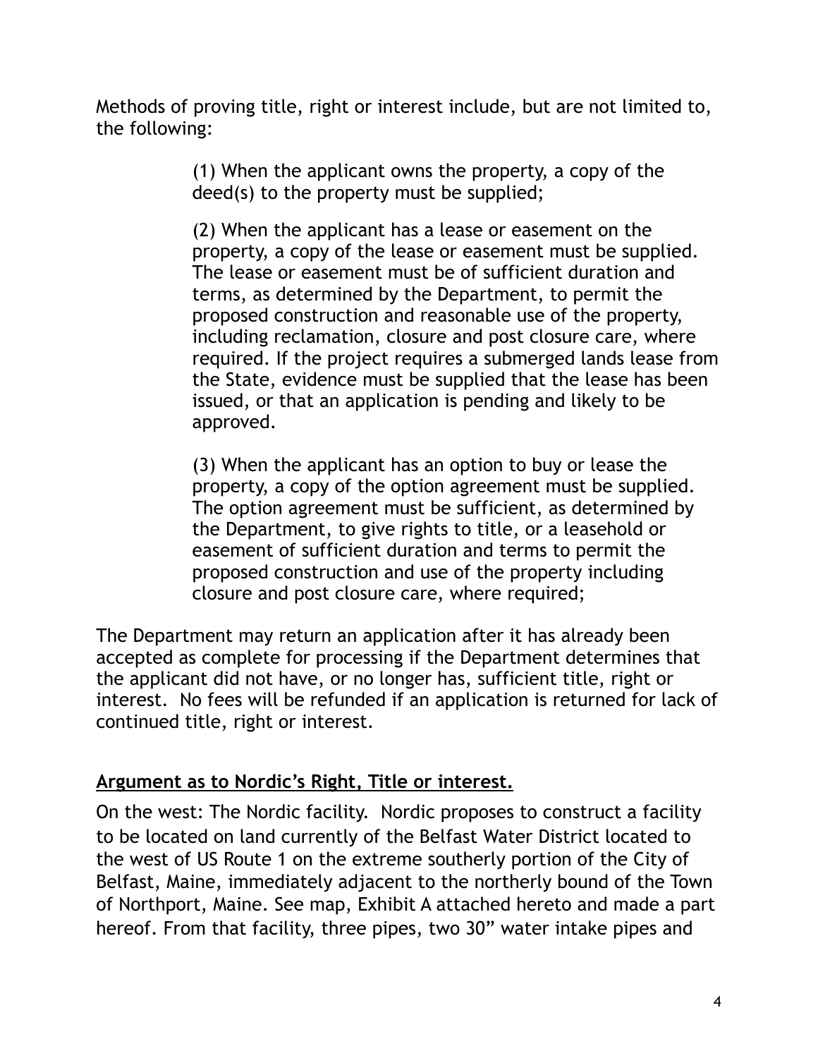Methods of proving title, right or interest include, but are not limited to, the following:

> (1) When the applicant owns the property, a copy of the deed(s) to the property must be supplied;
>
> (2) When the applicant has a lease or easement on the property, a copy of the lease or easement must be supplied. The lease or easement must be of sufficient duration and terms, as determined by the Department, to permit the proposed construction and reasonable use of the property, including reclamation, closure and post closure care, where required. If the project requires a submerged lands lease from the State, evidence must be supplied that the lease has been issued, or that an application is pending and likely to be approved.
>
> (3) When the applicant has an option to buy or lease the property, a copy of the option agreement must be supplied. The option agreement must be sufficient, as determined by the Department, to give rights to title, or a leasehold or easement of sufficient duration and terms to permit the proposed construction and use of the property including closure and post closure care, where required;

The Department may return an application after it has already been accepted as complete for processing if the Department determines that the applicant did not have, or no longer has, sufficient title, right or interest. No fees will be refunded if an application is returned for lack of continued title, right or interest.

**<u>Argument as to Nordic's Right, Title or interest.</u>**

On the west: The Nordic facility. Nordic proposes to construct a facility to be located on land currently of the Belfast Water District located to the west of US Route 1 on the extreme southerly portion of the City of Belfast, Maine, immediately adjacent to the northerly bound of the Town of Northport, Maine. See map, Exhibit A attached hereto and made a part hereof. From that facility, three pipes, two 30" water intake pipes and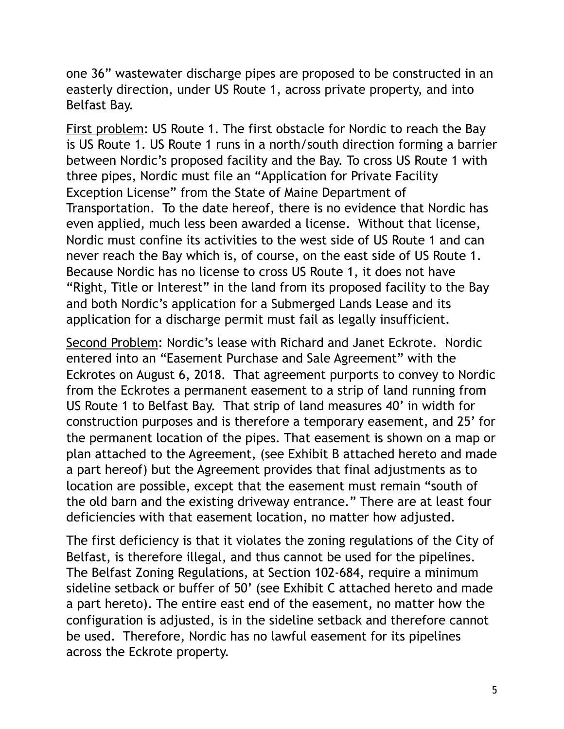one 36” wastewater discharge pipes are proposed to be constructed in an easterly direction, under US Route 1, across private property, and into Belfast Bay.

<u>First problem</u>: US Route 1. The first obstacle for Nordic to reach the Bay is US Route 1. US Route 1 runs in a north/south direction forming a barrier between Nordic’s proposed facility and the Bay. To cross US Route 1 with three pipes, Nordic must file an “Application for Private Facility Exception License” from the State of Maine Department of Transportation. To the date hereof, there is no evidence that Nordic has even applied, much less been awarded a license. Without that license, Nordic must confine its activities to the west side of US Route 1 and can never reach the Bay which is, of course, on the east side of US Route 1. Because Nordic has no license to cross US Route 1, it does not have “Right, Title or Interest” in the land from its proposed facility to the Bay and both Nordic’s application for a Submerged Lands Lease and its application for a discharge permit must fail as legally insufficient.

<u>Second Problem</u>: Nordic’s lease with Richard and Janet Eckrote. Nordic entered into an “Easement Purchase and Sale Agreement” with the Eckrotes on August 6, 2018. That agreement purports to convey to Nordic from the Eckrotes a permanent easement to a strip of land running from US Route 1 to Belfast Bay. That strip of land measures 40’ in width for construction purposes and is therefore a temporary easement, and 25’ for the permanent location of the pipes. That easement is shown on a map or plan attached to the Agreement, (see Exhibit B attached hereto and made a part hereof) but the Agreement provides that final adjustments as to location are possible, except that the easement must remain “south of the old barn and the existing driveway entrance.” There are at least four deficiencies with that easement location, no matter how adjusted.

The first deficiency is that it violates the zoning regulations of the City of Belfast, is therefore illegal, and thus cannot be used for the pipelines. The Belfast Zoning Regulations, at Section 102-684, require a minimum sideline setback or buffer of 50’ (see Exhibit C attached hereto and made a part hereto). The entire east end of the easement, no matter how the configuration is adjusted, is in the sideline setback and therefore cannot be used. Therefore, Nordic has no lawful easement for its pipelines across the Eckrote property.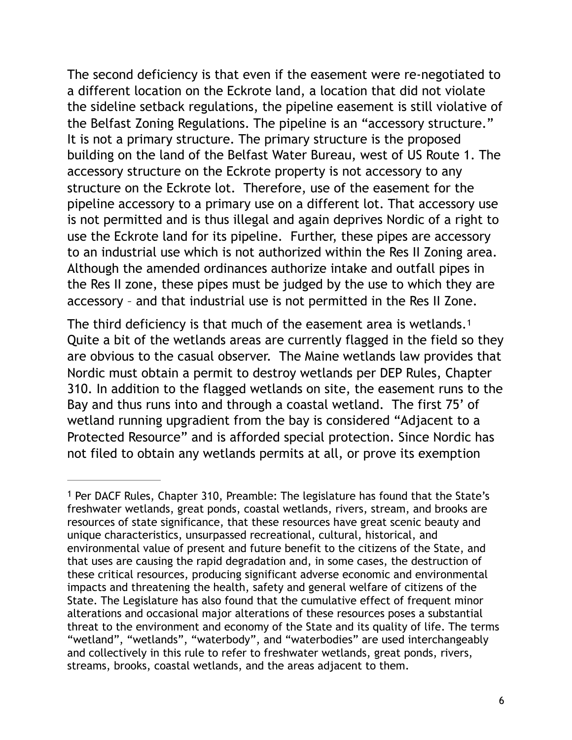The second deficiency is that even if the easement were re-negotiated to a different location on the Eckrote land, a location that did not violate the sideline setback regulations, the pipeline easement is still violative of the Belfast Zoning Regulations. The pipeline is an "accessory structure." It is not a primary structure. The primary structure is the proposed building on the land of the Belfast Water Bureau, west of US Route 1. The accessory structure on the Eckrote property is not accessory to any structure on the Eckrote lot. Therefore, use of the easement for the pipeline accessory to a primary use on a different lot. That accessory use is not permitted and is thus illegal and again deprives Nordic of a right to use the Eckrote land for its pipeline. Further, these pipes are accessory to an industrial use which is not authorized within the Res II Zoning area. Although the amended ordinances authorize intake and outfall pipes in the Res II zone, these pipes must be judged by the use to which they are accessory – and that industrial use is not permitted in the Res II Zone.

The third deficiency is that much of the easement area is wetlands.[1] Quite a bit of the wetlands areas are currently flagged in the field so they are obvious to the casual observer. The Maine wetlands law provides that Nordic must obtain a permit to destroy wetlands per DEP Rules, Chapter 310. In addition to the flagged wetlands on site, the easement runs to the Bay and thus runs into and through a coastal wetland. The first 75' of wetland running upgradient from the bay is considered "Adjacent to a Protected Resource" and is afforded special protection. Since Nordic has not filed to obtain any wetlands permits at all, or prove its exemption

---

[1] Per DACF Rules, Chapter 310, Preamble: The legislature has found that the State's freshwater wetlands, great ponds, coastal wetlands, rivers, stream, and brooks are resources of state significance, that these resources have great scenic beauty and unique characteristics, unsurpassed recreational, cultural, historical, and environmental value of present and future benefit to the citizens of the State, and that uses are causing the rapid degradation and, in some cases, the destruction of these critical resources, producing significant adverse economic and environmental impacts and threatening the health, safety and general welfare of citizens of the State. The Legislature has also found that the cumulative effect of frequent minor alterations and occasional major alterations of these resources poses a substantial threat to the environment and economy of the State and its quality of life. The terms "wetland", "wetlands", "waterbody", and "waterbodies" are used interchangeably and collectively in this rule to refer to freshwater wetlands, great ponds, rivers, streams, brooks, coastal wetlands, and the areas adjacent to them.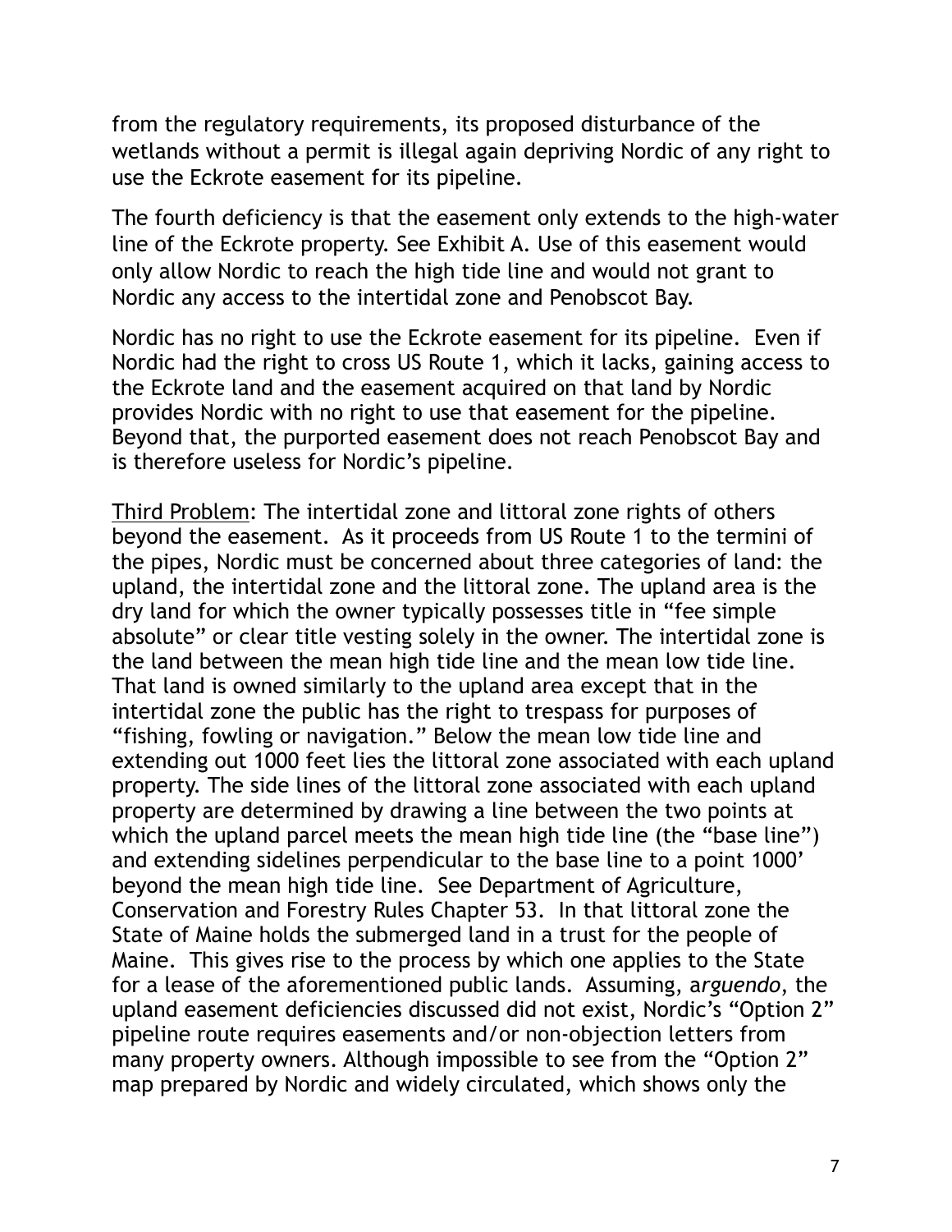from the regulatory requirements, its proposed disturbance of the wetlands without a permit is illegal again depriving Nordic of any right to use the Eckrote easement for its pipeline.

The fourth deficiency is that the easement only extends to the high-water line of the Eckrote property. See Exhibit A. Use of this easement would only allow Nordic to reach the high tide line and would not grant to Nordic any access to the intertidal zone and Penobscot Bay.

Nordic has no right to use the Eckrote easement for its pipeline. Even if Nordic had the right to cross US Route 1, which it lacks, gaining access to the Eckrote land and the easement acquired on that land by Nordic provides Nordic with no right to use that easement for the pipeline. Beyond that, the purported easement does not reach Penobscot Bay and is therefore useless for Nordic's pipeline.

Third Problem: The intertidal zone and littoral zone rights of others beyond the easement. As it proceeds from US Route 1 to the termini of the pipes, Nordic must be concerned about three categories of land: the upland, the intertidal zone and the littoral zone. The upland area is the dry land for which the owner typically possesses title in "fee simple absolute" or clear title vesting solely in the owner. The intertidal zone is the land between the mean high tide line and the mean low tide line. That land is owned similarly to the upland area except that in the intertidal zone the public has the right to trespass for purposes of "fishing, fowling or navigation." Below the mean low tide line and extending out 1000 feet lies the littoral zone associated with each upland property. The side lines of the littoral zone associated with each upland property are determined by drawing a line between the two points at which the upland parcel meets the mean high tide line (the "base line") and extending sidelines perpendicular to the base line to a point 1000' beyond the mean high tide line. See Department of Agriculture, Conservation and Forestry Rules Chapter 53. In that littoral zone the State of Maine holds the submerged land in a trust for the people of Maine. This gives rise to the process by which one applies to the State for a lease of the aforementioned public lands. Assuming, a*rguendo*, the upland easement deficiencies discussed did not exist, Nordic's "Option 2" pipeline route requires easements and/or non-objection letters from many property owners. Although impossible to see from the "Option 2" map prepared by Nordic and widely circulated, which shows only the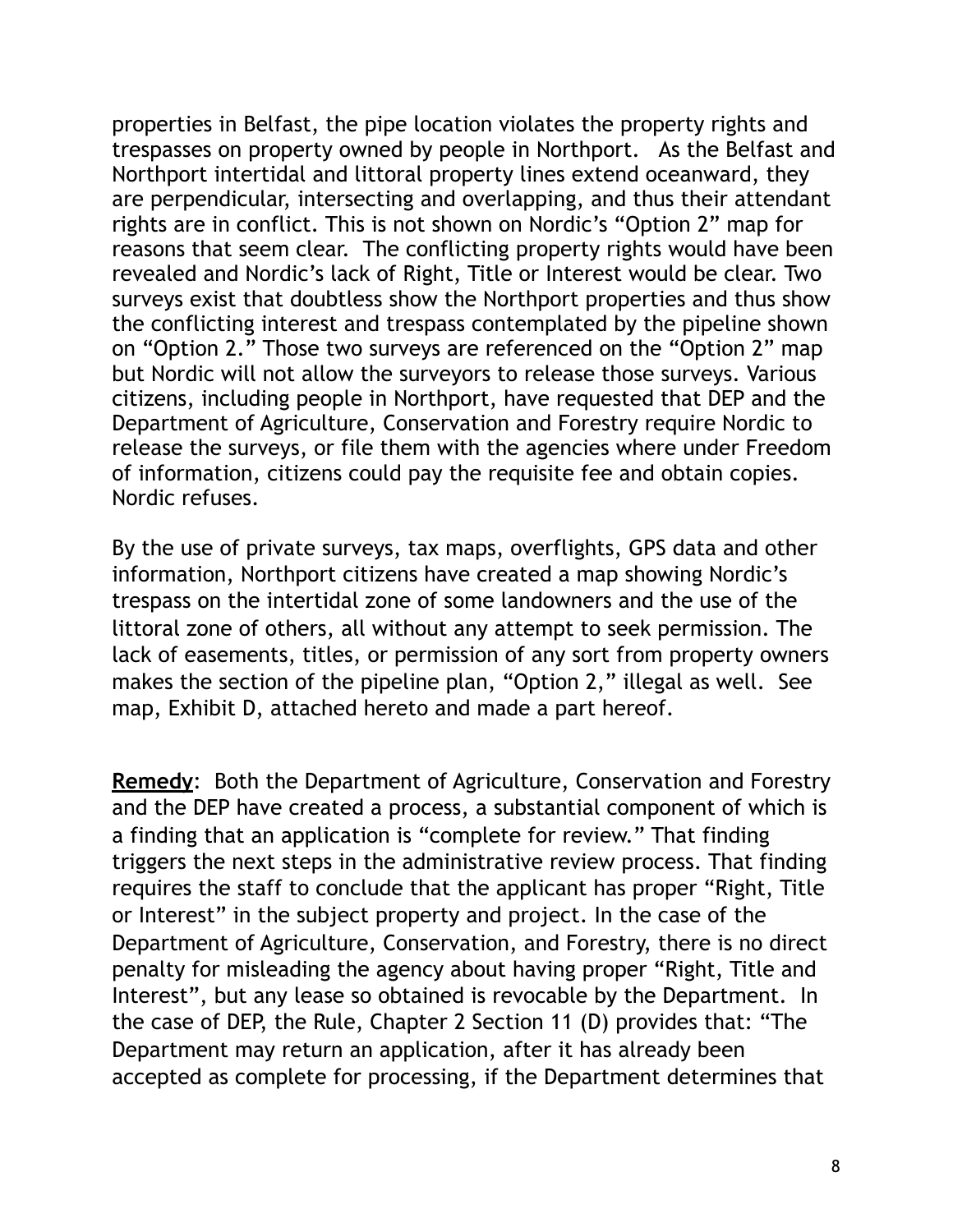properties in Belfast, the pipe location violates the property rights and trespasses on property owned by people in Northport. As the Belfast and Northport intertidal and littoral property lines extend oceanward, they are perpendicular, intersecting and overlapping, and thus their attendant rights are in conflict. This is not shown on Nordic's "Option 2" map for reasons that seem clear. The conflicting property rights would have been revealed and Nordic's lack of Right, Title or Interest would be clear. Two surveys exist that doubtless show the Northport properties and thus show the conflicting interest and trespass contemplated by the pipeline shown on "Option 2." Those two surveys are referenced on the "Option 2" map but Nordic will not allow the surveyors to release those surveys. Various citizens, including people in Northport, have requested that DEP and the Department of Agriculture, Conservation and Forestry require Nordic to release the surveys, or file them with the agencies where under Freedom of information, citizens could pay the requisite fee and obtain copies. Nordic refuses.

By the use of private surveys, tax maps, overflights, GPS data and other information, Northport citizens have created a map showing Nordic's trespass on the intertidal zone of some landowners and the use of the littoral zone of others, all without any attempt to seek permission. The lack of easements, titles, or permission of any sort from property owners makes the section of the pipeline plan, "Option 2," illegal as well. See map, Exhibit D, attached hereto and made a part hereof.

**Remedy**: Both the Department of Agriculture, Conservation and Forestry and the DEP have created a process, a substantial component of which is a finding that an application is "complete for review." That finding triggers the next steps in the administrative review process. That finding requires the staff to conclude that the applicant has proper "Right, Title or Interest" in the subject property and project. In the case of the Department of Agriculture, Conservation, and Forestry, there is no direct penalty for misleading the agency about having proper "Right, Title and Interest", but any lease so obtained is revocable by the Department. In the case of DEP, the Rule, Chapter 2 Section 11 (D) provides that: "The Department may return an application, after it has already been accepted as complete for processing, if the Department determines that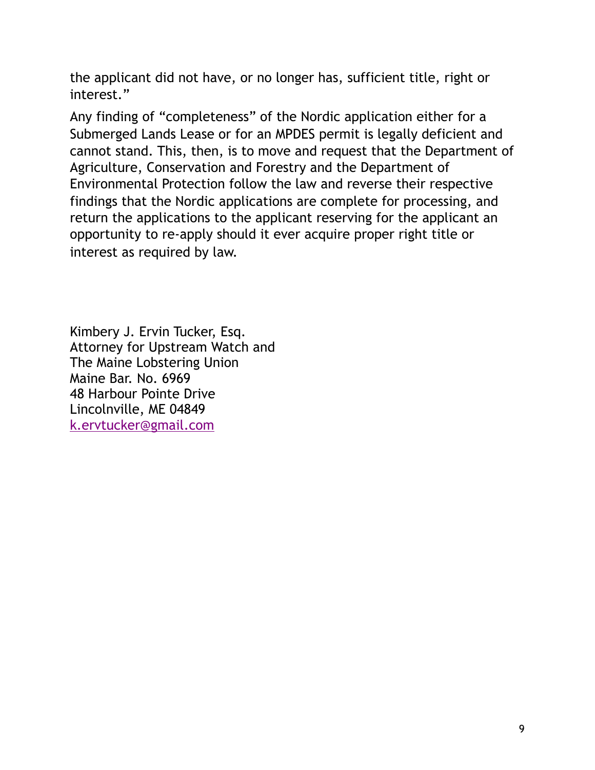the applicant did not have, or no longer has, sufficient title, right or interest."

Any finding of "completeness" of the Nordic application either for a Submerged Lands Lease or for an MPDES permit is legally deficient and cannot stand. This, then, is to move and request that the Department of Agriculture, Conservation and Forestry and the Department of Environmental Protection follow the law and reverse their respective findings that the Nordic applications are complete for processing, and return the applications to the applicant reserving for the applicant an opportunity to re-apply should it ever acquire proper right title or interest as required by law.

Kimbery J. Ervin Tucker, Esq.
Attorney for Upstream Watch and
The Maine Lobstering Union
Maine Bar. No. 6969
48 Harbour Pointe Drive
Lincolnville, ME 04849
k.ervtucker@gmail.com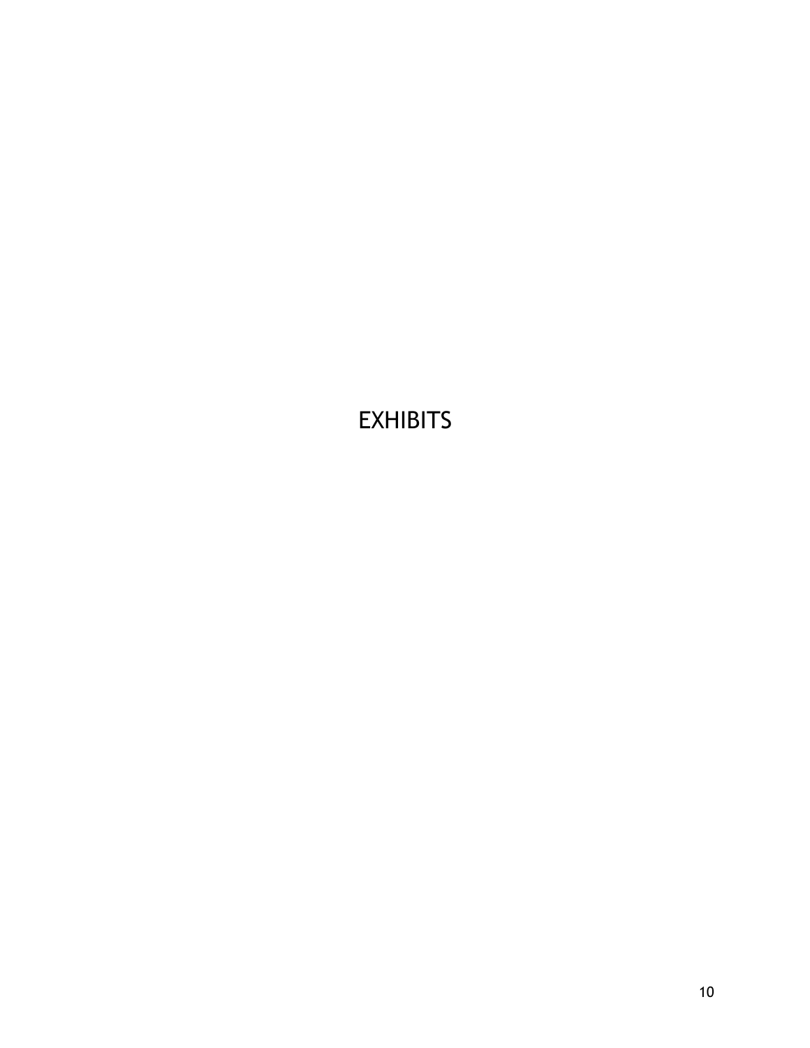# EXHIBITS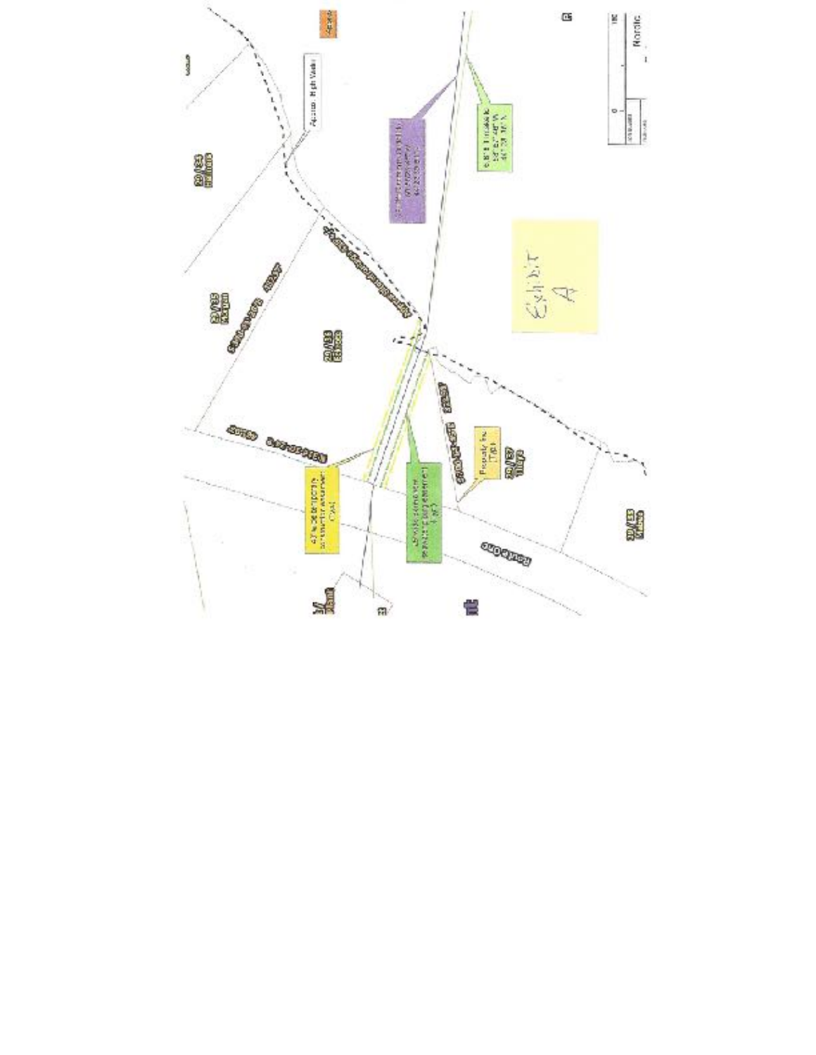Exhibit A

Route One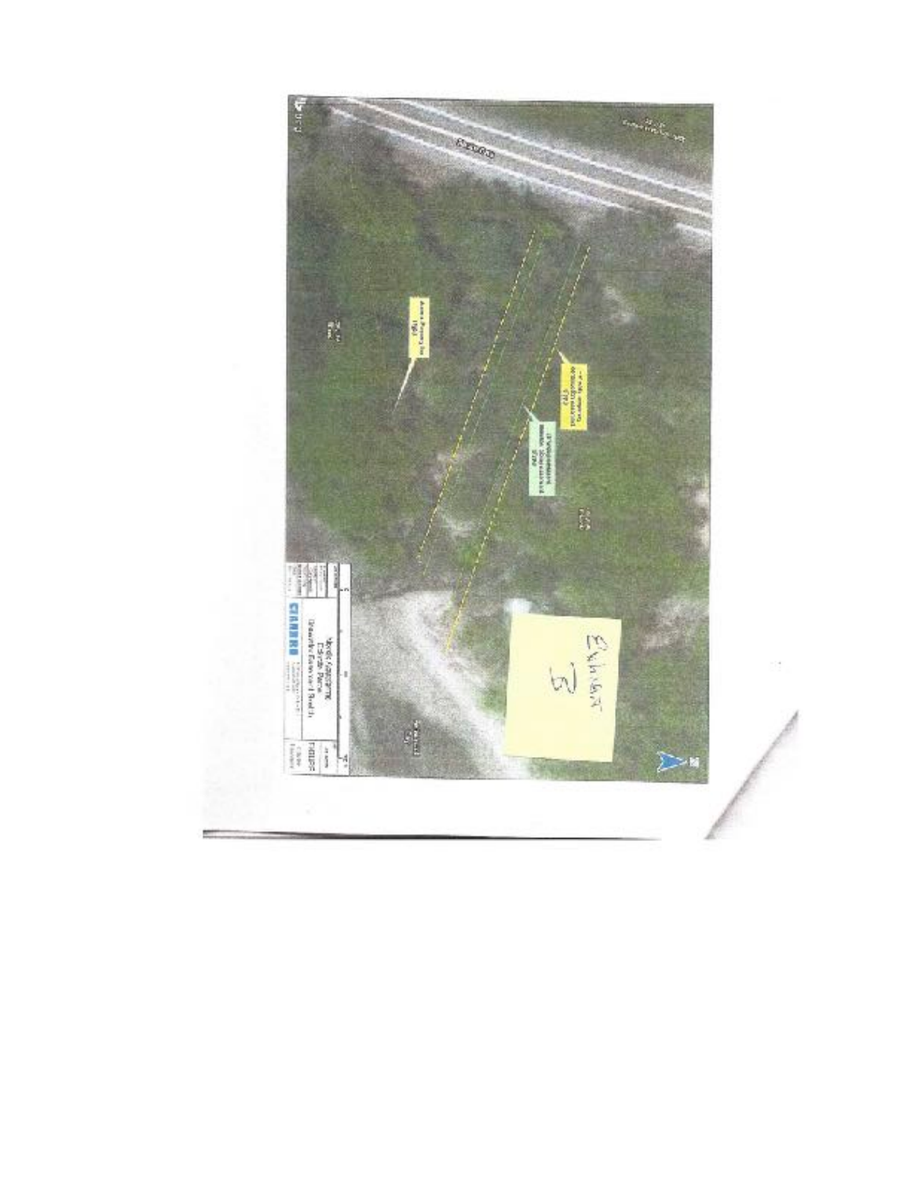Exhibit B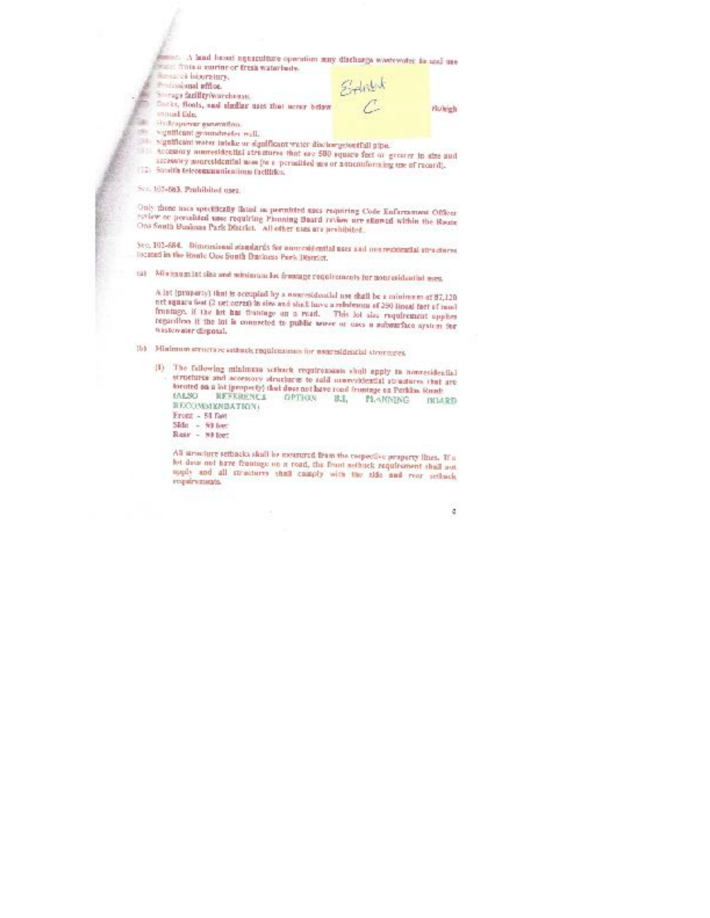...er. A land based aquaculture operation may discharge wastewater for and use ...ter from a marine or fresh waterbody.

- ...esearch laboratory.
- ...rofessional office.
- ...torage facility/warehouse.
- ... Docks, floats, and similar uses that occur below ... high annual tide.
- ... Hydropower generation.
- ... Significant groundwater well.
- ... Significant water intake or significant water discharge/outfall pipe.
- (11) Accessory nonresidential structures that are 500 square feet or greater in size and accessory nonresidential uses [to a permitted use or nonconforming use of record].
- (12) Stealth telecommunications facilities.

Exhibit C

Sec. 102-683. Prohibited uses.

Only those uses specifically listed as permitted uses requiring Code Enforcement Officer review or permitted uses requiring Planning Board review are allowed within the Route One South Business Park District. All other uses are prohibited.

Sec. 102-684. Dimensional standards for nonresidential uses and nonresidential structures located in the Route One South Business Park District.

(a) Minimum lot size and minimum lot frontage requirements for nonresidential uses.

A lot (property) that is occupied by a nonresidential use shall be a minimum of 87,120 net square feet (2 net acres) in size and shall have a minimum of 250 lineal feet of road frontage, if the lot has frontage on a road. This lot size requirement applies regardless if the lot is connected to public sewer or uses a subsurface system for wastewater disposal.

(b) Minimum structure setback requirements for nonresidential structures.

(1) The following minimum setback requirements shall apply to nonresidential structures and accessory structures to said nonresidential structures that are located on a lot (property) that does not have road frontage on Perkins Road: (ALSO REFERENCE OPTION B.1, PLANNING BOARD RECOMMENDATION)

Front – 50 feet
Side – 50 feet
Rear – 50 feet

All structure setbacks shall be measured from the respective property lines. If a lot does not have frontage on a road, the front setback requirement shall not apply and all structures shall comply with the side and rear setback requirements.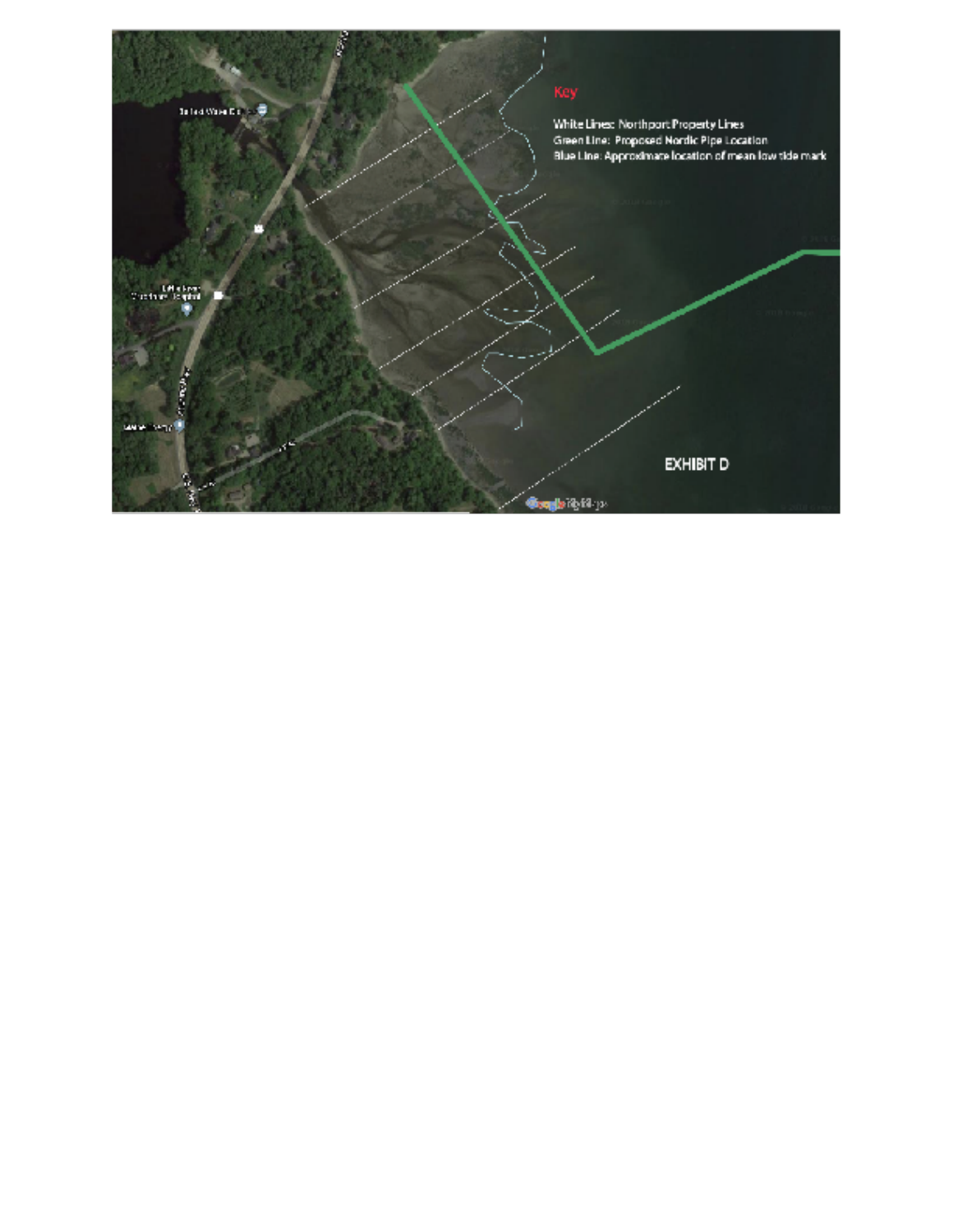Key

White Lines: Northport Property Lines

Green Line: Proposed Nordic Pipe Location

Blue Line: Approximate location of mean low tide mark

EXHIBIT D